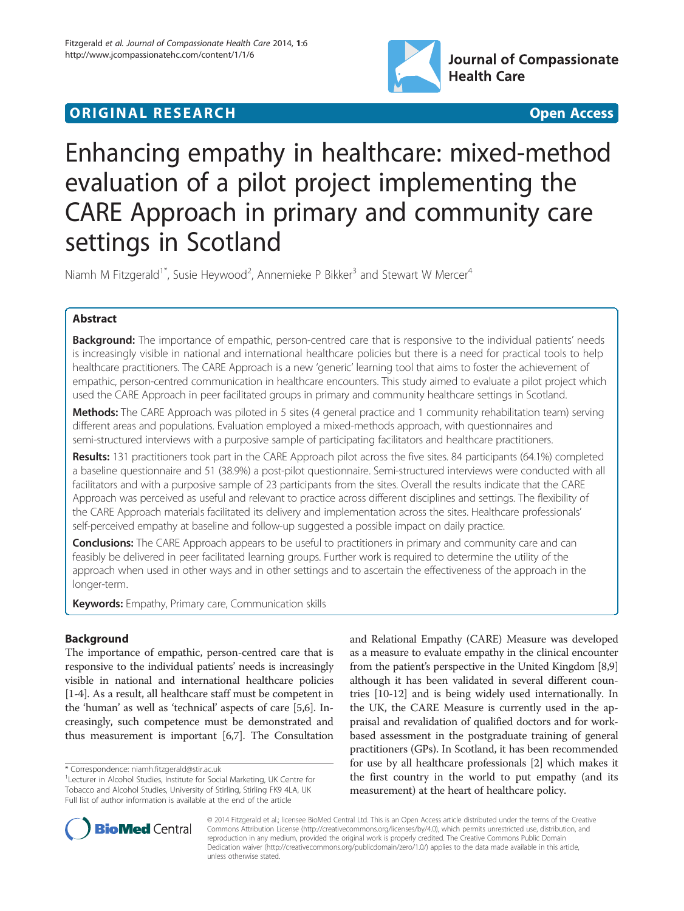ORIGINAL RESEARCH Open Access

# Enhancing empathy in healthcare: mixed-method evaluation of a pilot project implementing the CARE Approach in primary and community care settings in Scotland

Niamh M Fitzgerald[1*], Susie Heywood[2], Annemieke P Bikker[3] and Stewart W Mercer[4]

## Abstract

**Background:** The importance of empathic, person-centred care that is responsive to the individual patients' needs is increasingly visible in national and international healthcare policies but there is a need for practical tools to help healthcare practitioners. The CARE Approach is a new 'generic' learning tool that aims to foster the achievement of empathic, person-centred communication in healthcare encounters. This study aimed to evaluate a pilot project which used the CARE Approach in peer facilitated groups in primary and community healthcare settings in Scotland.

**Methods:** The CARE Approach was piloted in 5 sites (4 general practice and 1 community rehabilitation team) serving different areas and populations. Evaluation employed a mixed-methods approach, with questionnaires and semi-structured interviews with a purposive sample of participating facilitators and healthcare practitioners.

**Results:** 131 practitioners took part in the CARE Approach pilot across the five sites. 84 participants (64.1%) completed a baseline questionnaire and 51 (38.9%) a post-pilot questionnaire. Semi-structured interviews were conducted with all facilitators and with a purposive sample of 23 participants from the sites. Overall the results indicate that the CARE Approach was perceived as useful and relevant to practice across different disciplines and settings. The flexibility of the CARE Approach materials facilitated its delivery and implementation across the sites. Healthcare professionals' self-perceived empathy at baseline and follow-up suggested a possible impact on daily practice.

**Conclusions:** The CARE Approach appears to be useful to practitioners in primary and community care and can feasibly be delivered in peer facilitated learning groups. Further work is required to determine the utility of the approach when used in other ways and in other settings and to ascertain the effectiveness of the approach in the longer-term.

**Keywords:** Empathy, Primary care, Communication skills

## Background

The importance of empathic, person-centred care that is responsive to the individual patients' needs is increasingly visible in national and international healthcare policies [1-4]. As a result, all healthcare staff must be competent in the 'human' as well as 'technical' aspects of care [5,6]. Increasingly, such competence must be demonstrated and thus measurement is important [6,7]. The Consultation and Relational Empathy (CARE) Measure was developed as a measure to evaluate empathy in the clinical encounter from the patient's perspective in the United Kingdom [8,9] although it has been validated in several different countries [10-12] and is being widely used internationally. In the UK, the CARE Measure is currently used in the appraisal and revalidation of qualified doctors and for work-based assessment in the postgraduate training of general practitioners (GPs). In Scotland, it has been recommended for use by all healthcare professionals [2] which makes it the first country in the world to put empathy (and its measurement) at the heart of healthcare policy.

\* Correspondence: niamh.fitzgerald@stir.ac.uk
[1]Lecturer in Alcohol Studies, Institute for Social Marketing, UK Centre for Tobacco and Alcohol Studies, University of Stirling, Stirling FK9 4LA, UK
Full list of author information is available at the end of the article

© 2014 Fitzgerald et al.; licensee BioMed Central Ltd. This is an Open Access article distributed under the terms of the Creative Commons Attribution License (http://creativecommons.org/licenses/by/4.0), which permits unrestricted use, distribution, and reproduction in any medium, provided the original work is properly credited. The Creative Commons Public Domain Dedication waiver (http://creativecommons.org/publicdomain/zero/1.0/) applies to the data made available in this article, unless otherwise stated.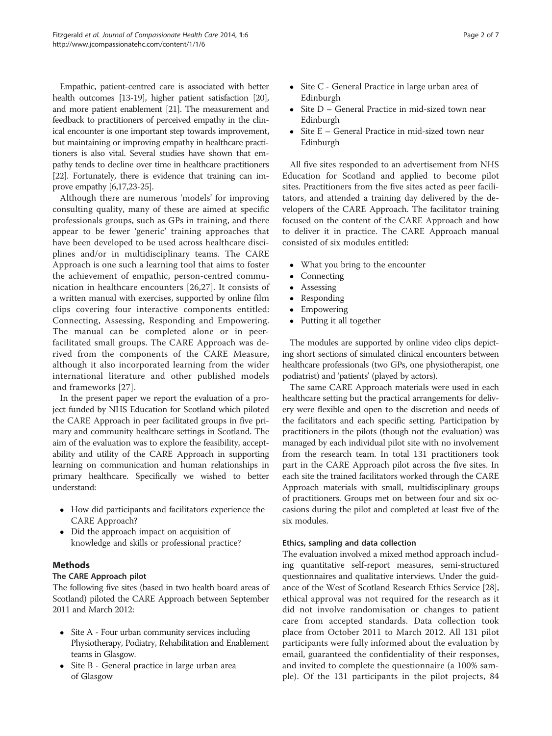Empathic, patient-centred care is associated with better health outcomes [13-19], higher patient satisfaction [20], and more patient enablement [21]. The measurement and feedback to practitioners of perceived empathy in the clinical encounter is one important step towards improvement, but maintaining or improving empathy in healthcare practitioners is also vital. Several studies have shown that empathy tends to decline over time in healthcare practitioners [22]. Fortunately, there is evidence that training can improve empathy [6,17,23-25].

Although there are numerous 'models' for improving consulting quality, many of these are aimed at specific professionals groups, such as GPs in training, and there appear to be fewer 'generic' training approaches that have been developed to be used across healthcare disciplines and/or in multidisciplinary teams. The CARE Approach is one such a learning tool that aims to foster the achievement of empathic, person-centred communication in healthcare encounters [26,27]. It consists of a written manual with exercises, supported by online film clips covering four interactive components entitled: Connecting, Assessing, Responding and Empowering. The manual can be completed alone or in peer-facilitated small groups. The CARE Approach was derived from the components of the CARE Measure, although it also incorporated learning from the wider international literature and other published models and frameworks [27].

In the present paper we report the evaluation of a project funded by NHS Education for Scotland which piloted the CARE Approach in peer facilitated groups in five primary and community healthcare settings in Scotland. The aim of the evaluation was to explore the feasibility, acceptability and utility of the CARE Approach in supporting learning on communication and human relationships in primary healthcare. Specifically we wished to better understand:

- How did participants and facilitators experience the CARE Approach?
- Did the approach impact on acquisition of knowledge and skills or professional practice?

## Methods

### The CARE Approach pilot

The following five sites (based in two health board areas of Scotland) piloted the CARE Approach between September 2011 and March 2012:

- Site A - Four urban community services including Physiotherapy, Podiatry, Rehabilitation and Enablement teams in Glasgow.
- Site B - General practice in large urban area of Glasgow
- Site C - General Practice in large urban area of Edinburgh
- Site D – General Practice in mid-sized town near Edinburgh
- Site E – General Practice in mid-sized town near Edinburgh

All five sites responded to an advertisement from NHS Education for Scotland and applied to become pilot sites. Practitioners from the five sites acted as peer facilitators, and attended a training day delivered by the developers of the CARE Approach. The facilitator training focused on the content of the CARE Approach and how to deliver it in practice. The CARE Approach manual consisted of six modules entitled:

- What you bring to the encounter
- Connecting
- Assessing
- Responding
- Empowering
- Putting it all together

The modules are supported by online video clips depicting short sections of simulated clinical encounters between healthcare professionals (two GPs, one physiotherapist, one podiatrist) and 'patients' (played by actors).

The same CARE Approach materials were used in each healthcare setting but the practical arrangements for delivery were flexible and open to the discretion and needs of the facilitators and each specific setting. Participation by practitioners in the pilots (though not the evaluation) was managed by each individual pilot site with no involvement from the research team. In total 131 practitioners took part in the CARE Approach pilot across the five sites. In each site the trained facilitators worked through the CARE Approach materials with small, multidisciplinary groups of practitioners. Groups met on between four and six occasions during the pilot and completed at least five of the six modules.

### Ethics, sampling and data collection

The evaluation involved a mixed method approach including quantitative self-report measures, semi-structured questionnaires and qualitative interviews. Under the guidance of the West of Scotland Research Ethics Service [28], ethical approval was not required for the research as it did not involve randomisation or changes to patient care from accepted standards. Data collection took place from October 2011 to March 2012. All 131 pilot participants were fully informed about the evaluation by email, guaranteed the confidentiality of their responses, and invited to complete the questionnaire (a 100% sample). Of the 131 participants in the pilot projects, 84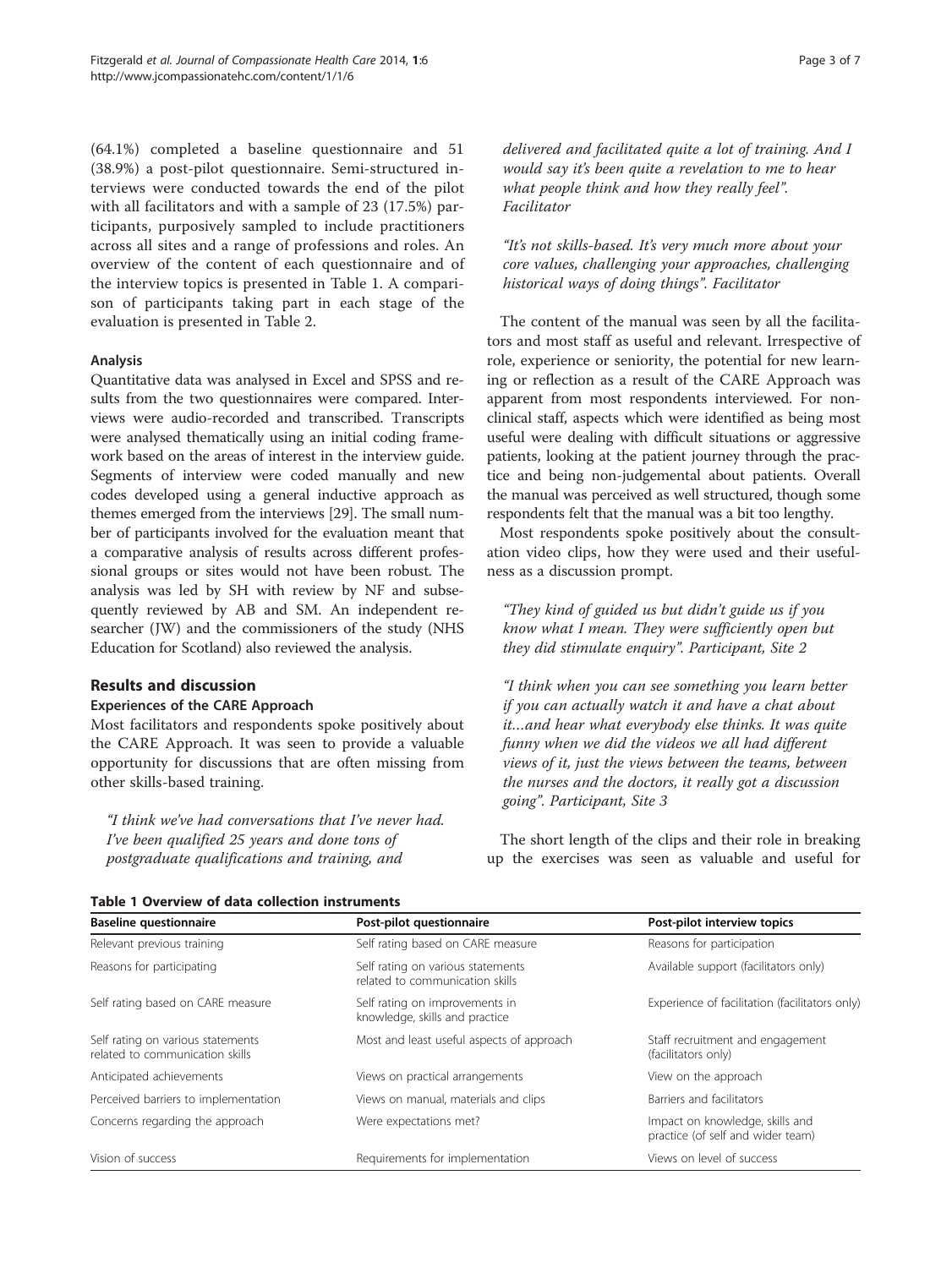(64.1%) completed a baseline questionnaire and 51 (38.9%) a post-pilot questionnaire. Semi-structured interviews were conducted towards the end of the pilot with all facilitators and with a sample of 23 (17.5%) participants, purposively sampled to include practitioners across all sites and a range of professions and roles. An overview of the content of each questionnaire and of the interview topics is presented in Table 1. A comparison of participants taking part in each stage of the evaluation is presented in Table 2.

### Analysis

Quantitative data was analysed in Excel and SPSS and results from the two questionnaires were compared. Interviews were audio-recorded and transcribed. Transcripts were analysed thematically using an initial coding framework based on the areas of interest in the interview guide. Segments of interview were coded manually and new codes developed using a general inductive approach as themes emerged from the interviews [29]. The small number of participants involved for the evaluation meant that a comparative analysis of results across different professional groups or sites would not have been robust. The analysis was led by SH with review by NF and subsequently reviewed by AB and SM. An independent researcher (JW) and the commissioners of the study (NHS Education for Scotland) also reviewed the analysis.

## Results and discussion

### Experiences of the CARE Approach

Most facilitators and respondents spoke positively about the CARE Approach. It was seen to provide a valuable opportunity for discussions that are often missing from other skills-based training.

> *"I think we've had conversations that I've never had. I've been qualified 25 years and done tons of postgraduate qualifications and training, and delivered and facilitated quite a lot of training. And I would say it's been quite a revelation to me to hear what people think and how they really feel". Facilitator*

> *"It's not skills-based. It's very much more about your core values, challenging your approaches, challenging historical ways of doing things". Facilitator*

The content of the manual was seen by all the facilitators and most staff as useful and relevant. Irrespective of role, experience or seniority, the potential for new learning or reflection as a result of the CARE Approach was apparent from most respondents interviewed. For non-clinical staff, aspects which were identified as being most useful were dealing with difficult situations or aggressive patients, looking at the patient journey through the practice and being non-judgemental about patients. Overall the manual was perceived as well structured, though some respondents felt that the manual was a bit too lengthy.

Most respondents spoke positively about the consultation video clips, how they were used and their usefulness as a discussion prompt.

> *"They kind of guided us but didn't guide us if you know what I mean. They were sufficiently open but they did stimulate enquiry". Participant, Site 2*

> *"I think when you can see something you learn better if you can actually watch it and have a chat about it…and hear what everybody else thinks. It was quite funny when we did the videos we all had different views of it, just the views between the teams, between the nurses and the doctors, it really got a discussion going". Participant, Site 3*

The short length of the clips and their role in breaking up the exercises was seen as valuable and useful for

**Table 1 Overview of data collection instruments**

| Baseline questionnaire | Post-pilot questionnaire | Post-pilot interview topics |
|---|---|---|
| Relevant previous training | Self rating based on CARE measure | Reasons for participation |
| Reasons for participating | Self rating on various statements related to communication skills | Available support (facilitators only) |
| Self rating based on CARE measure | Self rating on improvements in knowledge, skills and practice | Experience of facilitation (facilitators only) |
| Self rating on various statements related to communication skills | Most and least useful aspects of approach | Staff recruitment and engagement (facilitators only) |
| Anticipated achievements | Views on practical arrangements | View on the approach |
| Perceived barriers to implementation | Views on manual, materials and clips | Barriers and facilitators |
| Concerns regarding the approach | Were expectations met? | Impact on knowledge, skills and practice (of self and wider team) |
| Vision of success | Requirements for implementation | Views on level of success |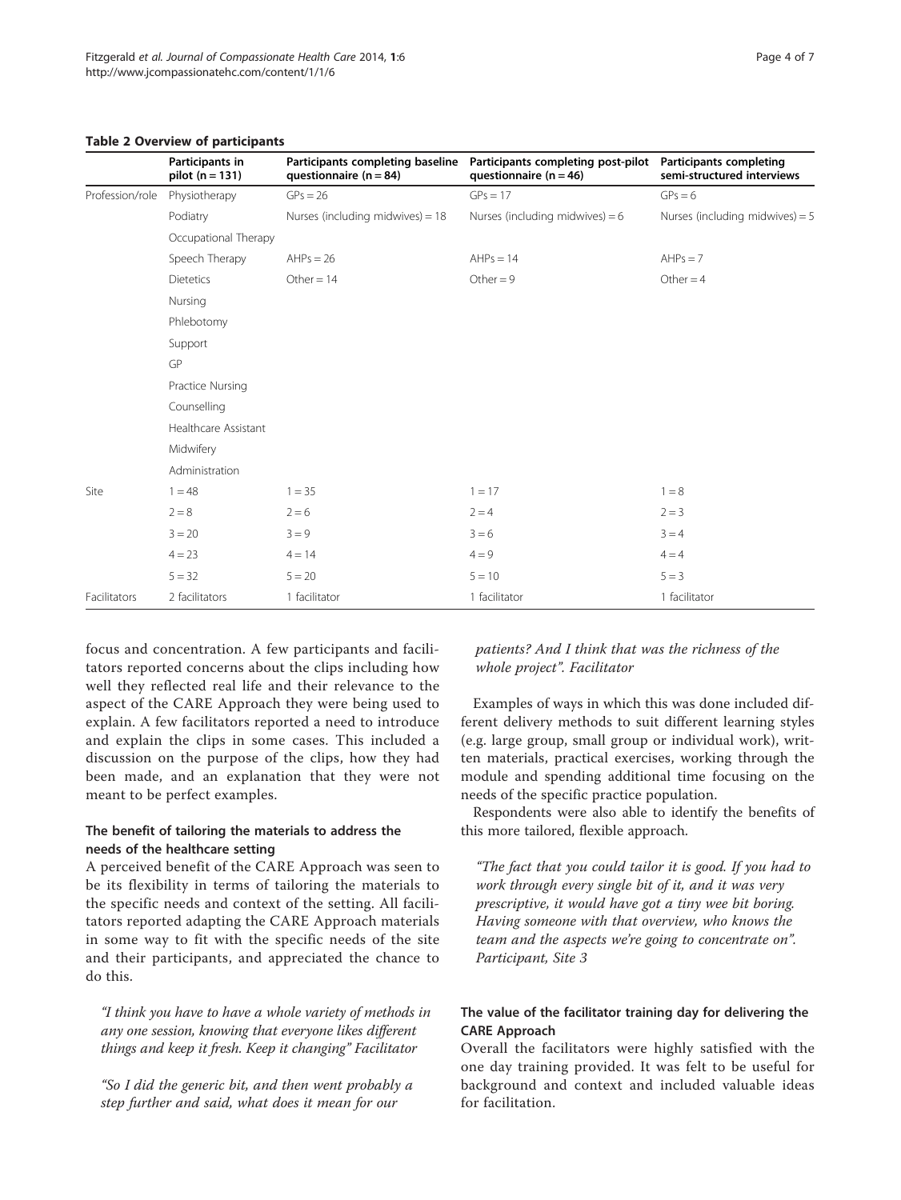**Table 2 Overview of participants**

| | Participants in pilot (n = 131) | Participants completing baseline questionnaire (n = 84) | Participants completing post-pilot questionnaire (n = 46) | Participants completing semi-structured interviews |
|---|---|---|---|---|
| Profession/role | Physiotherapy | GPs = 26 | GPs = 17 | GPs = 6 |
| | Podiatry | Nurses (including midwives) = 18 | Nurses (including midwives) = 6 | Nurses (including midwives) = 5 |
| | Occupational Therapy | | | |
| | Speech Therapy | AHPs = 26 | AHPs = 14 | AHPs = 7 |
| | Dietetics | Other = 14 | Other = 9 | Other = 4 |
| | Nursing | | | |
| | Phlebotomy | | | |
| | Support | | | |
| | GP | | | |
| | Practice Nursing | | | |
| | Counselling | | | |
| | Healthcare Assistant | | | |
| | Midwifery | | | |
| | Administration | | | |
| Site | 1 = 48 | 1 = 35 | 1 = 17 | 1 = 8 |
| | 2 = 8 | 2 = 6 | 2 = 4 | 2 = 3 |
| | 3 = 20 | 3 = 9 | 3 = 6 | 3 = 4 |
| | 4 = 23 | 4 = 14 | 4 = 9 | 4 = 4 |
| | 5 = 32 | 5 = 20 | 5 = 10 | 5 = 3 |
| Facilitators | 2 facilitators | 1 facilitator | 1 facilitator | 1 facilitator |

focus and concentration. A few participants and facilitators reported concerns about the clips including how well they reflected real life and their relevance to the aspect of the CARE Approach they were being used to explain. A few facilitators reported a need to introduce and explain the clips in some cases. This included a discussion on the purpose of the clips, how they had been made, and an explanation that they were not meant to be perfect examples.

### The benefit of tailoring the materials to address the needs of the healthcare setting

A perceived benefit of the CARE Approach was seen to be its flexibility in terms of tailoring the materials to the specific needs and context of the setting. All facilitators reported adapting the CARE Approach materials in some way to fit with the specific needs of the site and their participants, and appreciated the chance to do this.

> *"I think you have to have a whole variety of methods in any one session, knowing that everyone likes different things and keep it fresh. Keep it changing" Facilitator*

> *"So I did the generic bit, and then went probably a step further and said, what does it mean for our patients? And I think that was the richness of the whole project". Facilitator*

Examples of ways in which this was done included different delivery methods to suit different learning styles (e.g. large group, small group or individual work), written materials, practical exercises, working through the module and spending additional time focusing on the needs of the specific practice population.

Respondents were also able to identify the benefits of this more tailored, flexible approach.

> *"The fact that you could tailor it is good. If you had to work through every single bit of it, and it was very prescriptive, it would have got a tiny wee bit boring. Having someone with that overview, who knows the team and the aspects we're going to concentrate on". Participant, Site 3*

### The value of the facilitator training day for delivering the CARE Approach

Overall the facilitators were highly satisfied with the one day training provided. It was felt to be useful for background and context and included valuable ideas for facilitation.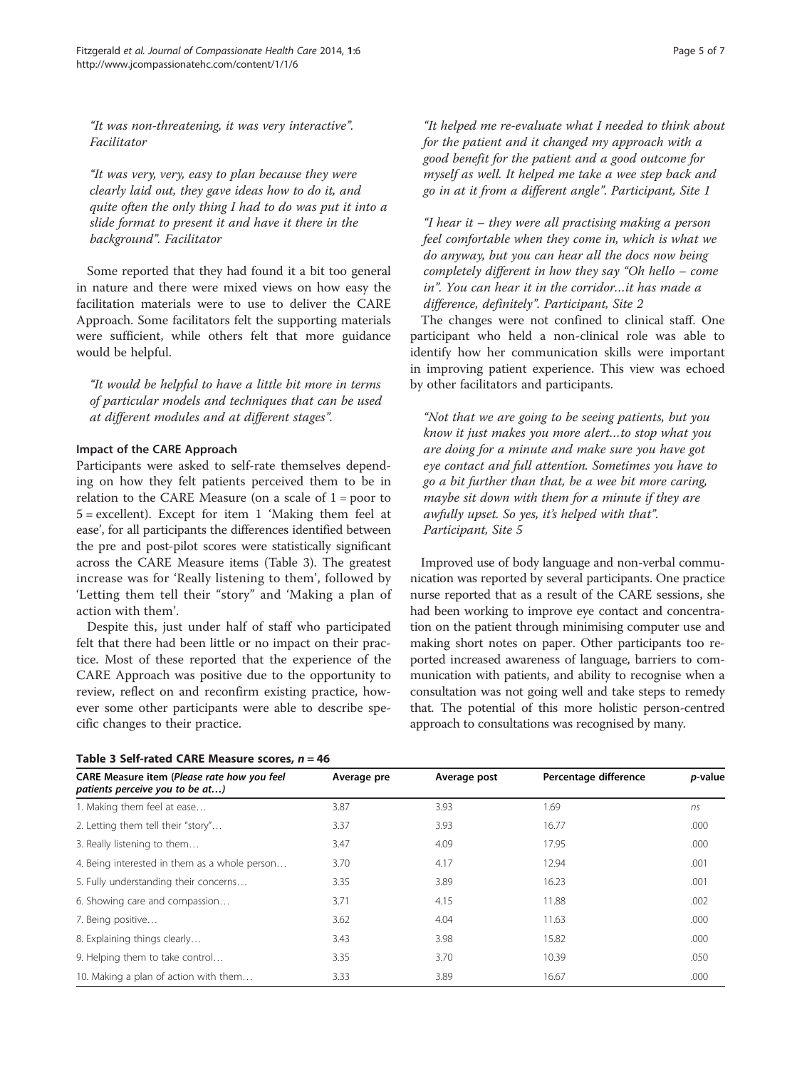*"It was non-threatening, it was very interactive". Facilitator*

*"It was very, very, easy to plan because they were clearly laid out, they gave ideas how to do it, and quite often the only thing I had to do was put it into a slide format to present it and have it there in the background". Facilitator*

Some reported that they had found it a bit too general in nature and there were mixed views on how easy the facilitation materials were to use to deliver the CARE Approach. Some facilitators felt the supporting materials were sufficient, while others felt that more guidance would be helpful.

*"It would be helpful to have a little bit more in terms of particular models and techniques that can be used at different modules and at different stages".*

### Impact of the CARE Approach

Participants were asked to self-rate themselves depending on how they felt patients perceived them to be in relation to the CARE Measure (on a scale of 1 = poor to 5 = excellent). Except for item 1 'Making them feel at ease', for all participants the differences identified between the pre and post-pilot scores were statistically significant across the CARE Measure items (Table 3). The greatest increase was for 'Really listening to them', followed by 'Letting them tell their "story" and 'Making a plan of action with them'.

Despite this, just under half of staff who participated felt that there had been little or no impact on their practice. Most of these reported that the experience of the CARE Approach was positive due to the opportunity to review, reflect on and reconfirm existing practice, however some other participants were able to describe specific changes to their practice.

*"It helped me re-evaluate what I needed to think about for the patient and it changed my approach with a good benefit for the patient and a good outcome for myself as well. It helped me take a wee step back and go in at it from a different angle". Participant, Site 1*

*"I hear it – they were all practising making a person feel comfortable when they come in, which is what we do anyway, but you can hear all the docs now being completely different in how they say "Oh hello – come in". You can hear it in the corridor…it has made a difference, definitely". Participant, Site 2*

The changes were not confined to clinical staff. One participant who held a non-clinical role was able to identify how her communication skills were important in improving patient experience. This view was echoed by other facilitators and participants.

*"Not that we are going to be seeing patients, but you know it just makes you more alert…to stop what you are doing for a minute and make sure you have got eye contact and full attention. Sometimes you have to go a bit further than that, be a wee bit more caring, maybe sit down with them for a minute if they are awfully upset. So yes, it's helped with that". Participant, Site 5*

Improved use of body language and non-verbal communication was reported by several participants. One practice nurse reported that as a result of the CARE sessions, she had been working to improve eye contact and concentration on the patient through minimising computer use and making short notes on paper. Other participants too reported increased awareness of language, barriers to communication with patients, and ability to recognise when a consultation was not going well and take steps to remedy that. The potential of this more holistic person-centred approach to consultations was recognised by many.

**Table 3 Self-rated CARE Measure scores, n = 46**

| CARE Measure item (*Please rate how you feel patients perceive you to be at…*) | Average pre | Average post | Percentage difference | *p*-value |
|---|---|---|---|---|
| 1. Making them feel at ease… | 3.87 | 3.93 | 1.69 | *ns* |
| 2. Letting them tell their "story"… | 3.37 | 3.93 | 16.77 | .000 |
| 3. Really listening to them… | 3.47 | 4.09 | 17.95 | .000 |
| 4. Being interested in them as a whole person… | 3.70 | 4.17 | 12.94 | .001 |
| 5. Fully understanding their concerns… | 3.35 | 3.89 | 16.23 | .001 |
| 6. Showing care and compassion… | 3.71 | 4.15 | 11.88 | .002 |
| 7. Being positive… | 3.62 | 4.04 | 11.63 | .000 |
| 8. Explaining things clearly… | 3.43 | 3.98 | 15.82 | .000 |
| 9. Helping them to take control… | 3.35 | 3.70 | 10.39 | .050 |
| 10. Making a plan of action with them… | 3.33 | 3.89 | 16.67 | .000 |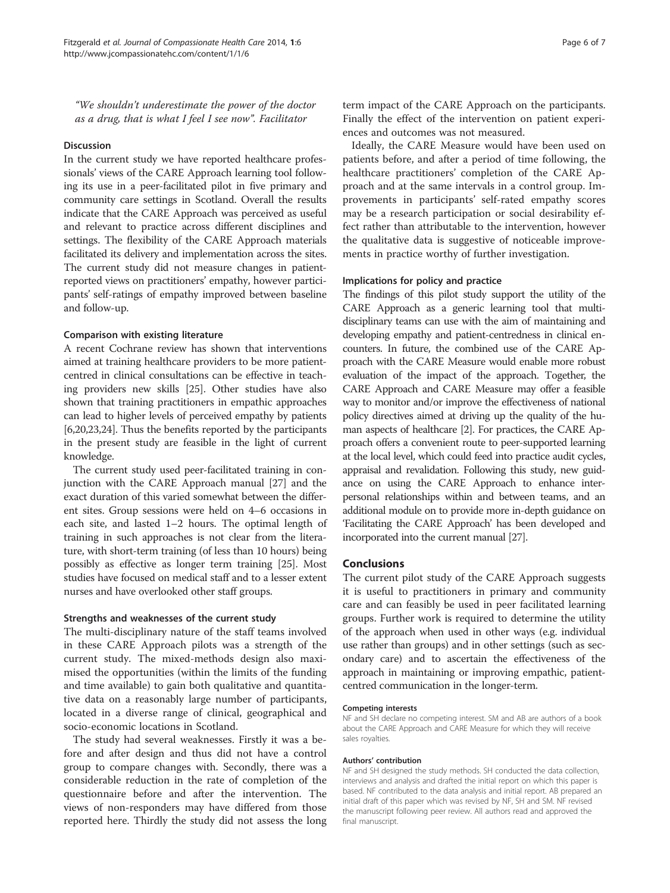*"We shouldn't underestimate the power of the doctor as a drug, that is what I feel I see now". Facilitator*

### Discussion

In the current study we have reported healthcare professionals' views of the CARE Approach learning tool following its use in a peer-facilitated pilot in five primary and community care settings in Scotland. Overall the results indicate that the CARE Approach was perceived as useful and relevant to practice across different disciplines and settings. The flexibility of the CARE Approach materials facilitated its delivery and implementation across the sites. The current study did not measure changes in patient-reported views on practitioners' empathy, however participants' self-ratings of empathy improved between baseline and follow-up.

#### Comparison with existing literature

A recent Cochrane review has shown that interventions aimed at training healthcare providers to be more patient-centred in clinical consultations can be effective in teaching providers new skills [25]. Other studies have also shown that training practitioners in empathic approaches can lead to higher levels of perceived empathy by patients [6,20,23,24]. Thus the benefits reported by the participants in the present study are feasible in the light of current knowledge.

The current study used peer-facilitated training in conjunction with the CARE Approach manual [27] and the exact duration of this varied somewhat between the different sites. Group sessions were held on 4–6 occasions in each site, and lasted 1–2 hours. The optimal length of training in such approaches is not clear from the literature, with short-term training (of less than 10 hours) being possibly as effective as longer term training [25]. Most studies have focused on medical staff and to a lesser extent nurses and have overlooked other staff groups.

#### Strengths and weaknesses of the current study

The multi-disciplinary nature of the staff teams involved in these CARE Approach pilots was a strength of the current study. The mixed-methods design also maximised the opportunities (within the limits of the funding and time available) to gain both qualitative and quantitative data on a reasonably large number of participants, located in a diverse range of clinical, geographical and socio-economic locations in Scotland.

The study had several weaknesses. Firstly it was a before and after design and thus did not have a control group to compare changes with. Secondly, there was a considerable reduction in the rate of completion of the questionnaire before and after the intervention. The views of non-responders may have differed from those reported here. Thirdly the study did not assess the long term impact of the CARE Approach on the participants. Finally the effect of the intervention on patient experiences and outcomes was not measured.

Ideally, the CARE Measure would have been used on patients before, and after a period of time following, the healthcare practitioners' completion of the CARE Approach and at the same intervals in a control group. Improvements in participants' self-rated empathy scores may be a research participation or social desirability effect rather than attributable to the intervention, however the qualitative data is suggestive of noticeable improvements in practice worthy of further investigation.

#### Implications for policy and practice

The findings of this pilot study support the utility of the CARE Approach as a generic learning tool that multidisciplinary teams can use with the aim of maintaining and developing empathy and patient-centredness in clinical encounters. In future, the combined use of the CARE Approach with the CARE Measure would enable more robust evaluation of the impact of the approach. Together, the CARE Approach and CARE Measure may offer a feasible way to monitor and/or improve the effectiveness of national policy directives aimed at driving up the quality of the human aspects of healthcare [2]. For practices, the CARE Approach offers a convenient route to peer-supported learning at the local level, which could feed into practice audit cycles, appraisal and revalidation. Following this study, new guidance on using the CARE Approach to enhance interpersonal relationships within and between teams, and an additional module on to provide more in-depth guidance on 'Facilitating the CARE Approach' has been developed and incorporated into the current manual [27].

## Conclusions

The current pilot study of the CARE Approach suggests it is useful to practitioners in primary and community care and can feasibly be used in peer facilitated learning groups. Further work is required to determine the utility of the approach when used in other ways (e.g. individual use rather than groups) and in other settings (such as secondary care) and to ascertain the effectiveness of the approach in maintaining or improving empathic, patient-centred communication in the longer-term.

#### Competing interests

NF and SH declare no competing interest. SM and AB are authors of a book about the CARE Approach and CARE Measure for which they will receive sales royalties.

#### Authors' contribution

NF and SH designed the study methods. SH conducted the data collection, interviews and analysis and drafted the initial report on which this paper is based. NF contributed to the data analysis and initial report. AB prepared an initial draft of this paper which was revised by NF, SH and SM. NF revised the manuscript following peer review. All authors read and approved the final manuscript.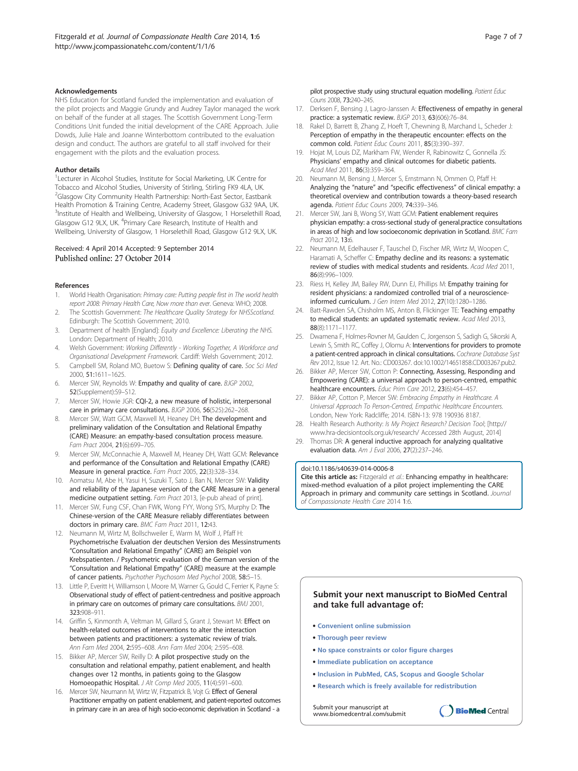### Acknowledgements

NHS Education for Scotland funded the implementation and evaluation of the pilot projects and Maggie Grundy and Audrey Taylor managed the work on behalf of the funder at all stages. The Scottish Government Long-Term Conditions Unit funded the initial development of the CARE Approach. Julie Dowds, Julie Hale and Joanne Winterbottom contributed to the evaluation design and conduct. The authors are grateful to all staff involved for their engagement with the pilots and the evaluation process.

### Author details

[1]Lecturer in Alcohol Studies, Institute for Social Marketing, UK Centre for Tobacco and Alcohol Studies, University of Stirling, Stirling FK9 4LA, UK. [2]Glasgow City Community Health Partnership: North-East Sector, Eastbank Health Promotion & Training Centre, Academy Street, Glasgow G32 9AA, UK. [3]Institute of Health and Wellbeing, University of Glasgow, 1 Horselethill Road, Glasgow G12 9LX, UK. [4]Primary Care Research, Institute of Health and Wellbeing, University of Glasgow, 1 Horselethill Road, Glasgow G12 9LX, UK.

Received: 4 April 2014 Accepted: 9 September 2014
Published online: 27 October 2014

### References

1. World Health Organisation: *Primary care: Putting people first in The world health report 2008: Primary Health Care, Now more than ever.* Geneva: WHO; 2008.
2. The Scottish Government: *The Healthcare Quality Strategy for NHSScotland.* Edinburgh: The Scottish Government; 2010.
3. Department of health [England]: *Equity and Excellence: Liberating the NHS.* London: Department of Health; 2010.
4. Welsh Government: *Working Differently - Working Together, A Workforce and Organisational Development Framework.* Cardiff: Welsh Government; 2012.
5. Campbell SM, Roland MO, Buetow S: **Defining quality of care.** *Soc Sci Med* 2000, **51**:1611–1625.
6. Mercer SW, Reynolds W: **Empathy and quality of care.** *BJGP* 2002, **52**(Supplement):S9–S12.
7. Mercer SW, Howie JGR: **CQI-2, a new measure of holistic, interpersonal care in primary care consultations.** *BJGP* 2006, **56**(525):262–268.
8. Mercer SW, Watt GCM, Maxwell M, Heaney DH: **The development and preliminary validation of the Consultation and Relational Empathy (CARE) Measure: an empathy-based consultation process measure.** *Fam Pract* 2004, **21**(6):699–705.
9. Mercer SW, McConnachie A, Maxwell M, Heaney DH, Watt GCM: **Relevance and performance of the Consultation and Relational Empathy (CARE) Measure in general practice.** *Fam Pract* 2005, **22**(3):328–334.
10. Aomatsu M, Abe H, Yasui H, Suzuki T, Sato J, Ban N, Mercer SW: **Validity and reliability of the Japanese version of the CARE Measure in a general medicine outpatient setting.** *Fam Pract* 2013, [e-pub ahead of print].
11. Mercer SW, Fung CSF, Chan FWK, Wong FYY, Wong SYS, Murphy D: **The Chinese-version of the CARE Measure reliably differentiates between doctors in primary care.** *BMC Fam Pract* 2011, **12**:43.
12. Neumann M, Wirtz M, Bollschweiler E, Warm M, Wolf J, Pfaff H: **Psychometrische Evaluation der deutschen Version des Messinstruments "Consultation and Relational Empathy" (CARE) am Beispiel von Krebspatienten. / Psychometric evaluation of the German version of the "Consultation and Relational Empathy" (CARE) measure at the example of cancer patients.** *Psychother Psychosom Med Psychol* 2008, **58**:5–15.
13. Little P, Everitt H, Williamson I, Moore M, Warner G, Gould C, Ferrier K, Payne S: **Observational study of effect of patient-centredness and positive approach in primary care on outcomes of primary care consultations.** *BMJ* 2001, **323**:908–911.
14. Griffin S, Kinmonth A, Veltman M, Gillard S, Grant J, Stewart M: **Effect on health-related outcomes of interventions to alter the interaction between patients and practitioners: a systematic review of trials.** *Ann Fam Med* 2004, **2**:595–608. *Ann Fam Med* 2004; 2:595–608.
15. Bikker AP, Mercer SW, Reilly D: **A pilot prospective study on the consultation and relational empathy, patient enablement, and health changes over 12 months, in patients going to the Glasgow Homoeopathic Hospital.** *J Alt Comp Med* 2005, **11**(4):591–600.
16. Mercer SW, Neumann M, Wirtz W, Fitzpatrick B, Vojt G: **Effect of General Practitioner empathy on patient enablement, and patient-reported outcomes in primary care in an area of high socio-economic deprivation in Scotland - a pilot prospective study using structural equation modelling.** *Patient Educ Couns* 2008, **73**:240–245.
17. Derksen F, Bensing J, Lagro-Janssen A: **Effectiveness of empathy in general practice: a systematic review.** *BJGP* 2013, **63**(606):76–84.
18. Rakel D, Barrett B, Zhang Z, Hoeft T, Chewning B, Marchand L, Scheder J: **Perception of empathy in the therapeutic encounter: effects on the common cold.** *Patient Educ Couns* 2011, **85**(3):390–397.
19. Hojat M, Louis DZ, Markham FW, Wender R, Rabinowitz C, Gonnella JS: **Physicians' empathy and clinical outcomes for diabetic patients.** *Acad Med* 2011, **86**(3):359–364.
20. Neumann M, Bensing J, Mercer S, Ernstmann N, Ommen O, Pfaff H: **Analyzing the "nature" and "specific effectiveness" of clinical empathy: a theoretical overview and contribution towards a theory-based research agenda.** *Patient Educ Couns* 2009, **74**:339–346.
21. Mercer SW, Jani B, Wong SY, Watt GCM: **Patient enablement requires physician empathy: a cross-sectional study of general.practice consultations in areas of high and low socioeconomic deprivation in Scotland.** *BMC Fam Pract* 2012, **13**:6.
22. Neumann M, Edelhauser F, Tauschel D, Fischer MR, Wirtz M, Woopen C, Haramati A, Scheffer C: **Empathy decline and its reasons: a systematic review of studies with medical students and residents.** *Acad Med* 2011, **86**(8):996–1009.
23. Riess H, Kelley JM, Bailey RW, Dunn EJ, Phillips M: **Empathy training for resident physicians: a randomized controlled trial of a neuroscience-informed curriculum.** *J Gen Intern Med* 2012, **27**(10):1280–1286.
24. Batt-Rawden SA, Chisholm MS, Anton B, Flickinger TE: **Teaching empathy to medical students: an updated systematic review.** *Acad Med* 2013, **88**(8):1171–1177.
25. Dwamena F, Holmes-Rovner M, Gaulden C, Jorgenson S, Sadigh G, Sikorski A, Lewin S, Smith RC, Coffey J, Olomu A: **Interventions for providers to promote a patient-centred approach in clinical consultations.** *Cochrane Database Syst Rev* 2012, Issue 12. Art. No.: CD003267. doi:10.1002/14651858.CD003267.pub2.
26. Bikker AP, Mercer SW, Cotton P: **Connecting, Assessing, Responding and Empowering (CARE): a universal approach to person-centred, empathic healthcare encounters.** *Educ Prim Care* 2012, **23**(6):454–457.
27. Bikker AP, Cotton P, Mercer SW: *Embracing Empathy in Healthcare. A Universal Approach To Person-Centred, Empathic Healthcare Encounters.* London, New York: Radcliffe; 2014. ISBN-13: 978 190936 8187.
28. Health Research Authority: *Is My Project Research? Decision Tool*; [http://www.hra-decisiontools.org.uk/research/ Accessed 28th August, 2014]
29. Thomas DR: **A general inductive approach for analyzing qualitative evaluation data.** *Am J Eval* 2006, **27**(2):237–246.

doi:10.1186/s40639-014-0006-8
**Cite this article as:** Fitzgerald *et al.*: Enhancing empathy in healthcare: mixed-method evaluation of a pilot project implementing the CARE Approach in primary and community care settings in Scotland. *Journal of Compassionate Health Care* 2014 1:6.

**Submit your next manuscript to BioMed Central and take full advantage of:**

- Convenient online submission
- Thorough peer review
- No space constraints or color figure charges
- Immediate publication on acceptance
- Inclusion in PubMed, CAS, Scopus and Google Scholar
- Research which is freely available for redistribution

Submit your manuscript at www.biomedcentral.com/submit

BioMed Central